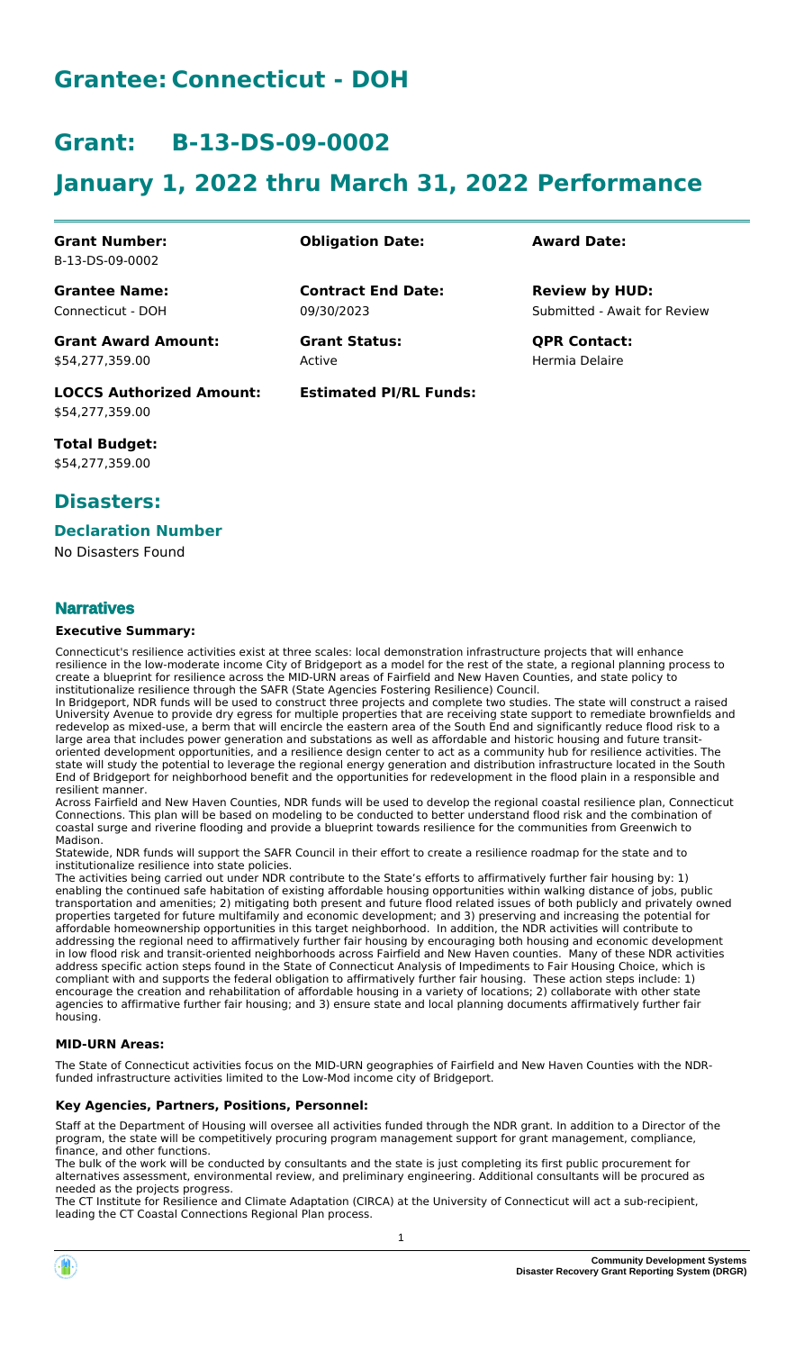# Grantee: Connecticut - DOH

# Grant: B-13-DS-09-0002

# January 1, 2022 thru March 31, 2022 Performance

| | | |
|---|---|---|
| **Grant Number:**<br>B-13-DS-09-0002 | **Obligation Date:** | **Award Date:** |
| **Grantee Name:**<br>Connecticut - DOH | **Contract End Date:**<br>09/30/2023 | **Review by HUD:**<br>Submitted - Await for Review |
| **Grant Award Amount:**<br>$54,277,359.00 | **Grant Status:**<br>Active | **QPR Contact:**<br>Hermia Delaire |
| **LOCCS Authorized Amount:**<br>$54,277,359.00 | **Estimated PI/RL Funds:** | |
| **Total Budget:**<br>$54,277,359.00 | | |

## Disasters:

### Declaration Number

No Disasters Found

## Narratives

#### Executive Summary:

Connecticut's resilience activities exist at three scales: local demonstration infrastructure projects that will enhance resilience in the low-moderate income City of Bridgeport as a model for the rest of the state, a regional planning process to create a blueprint for resilience across the MID-URN areas of Fairfield and New Haven Counties, and state policy to institutionalize resilience through the SAFR (State Agencies Fostering Resilience) Council.

In Bridgeport, NDR funds will be used to construct three projects and complete two studies. The state will construct a raised University Avenue to provide dry egress for multiple properties that are receiving state support to remediate brownfields and redevelop as mixed-use, a berm that will encircle the eastern area of the South End and significantly reduce flood risk to a large area that includes power generation and substations as well as affordable and historic housing and future transit-oriented development opportunities, and a resilience design center to act as a community hub for resilience activities. The state will study the potential to leverage the regional energy generation and distribution infrastructure located in the South End of Bridgeport for neighborhood benefit and the opportunities for redevelopment in the flood plain in a responsible and resilient manner.

Across Fairfield and New Haven Counties, NDR funds will be used to develop the regional coastal resilience plan, Connecticut Connections. This plan will be based on modeling to be conducted to better understand flood risk and the combination of coastal surge and riverine flooding and provide a blueprint towards resilience for the communities from Greenwich to Madison.

Statewide, NDR funds will support the SAFR Council in their effort to create a resilience roadmap for the state and to institutionalize resilience into state policies.

The activities being carried out under NDR contribute to the State's efforts to affirmatively further fair housing by: 1) enabling the continued safe habitation of existing affordable housing opportunities within walking distance of jobs, public transportation and amenities; 2) mitigating both present and future flood related issues of both publicly and privately owned properties targeted for future multifamily and economic development; and 3) preserving and increasing the potential for affordable homeownership opportunities in this target neighborhood. In addition, the NDR activities will contribute to addressing the regional need to affirmatively further fair housing by encouraging both housing and economic development in low flood risk and transit-oriented neighborhoods across Fairfield and New Haven counties. Many of these NDR activities address specific action steps found in the State of Connecticut Analysis of Impediments to Fair Housing Choice, which is compliant with and supports the federal obligation to affirmatively further fair housing. These action steps include: 1) encourage the creation and rehabilitation of affordable housing in a variety of locations; 2) collaborate with other state agencies to affirmative further fair housing; and 3) ensure state and local planning documents affirmatively further fair housing.

#### MID-URN Areas:

The State of Connecticut activities focus on the MID-URN geographies of Fairfield and New Haven Counties with the NDR-funded infrastructure activities limited to the Low-Mod income city of Bridgeport.

#### Key Agencies, Partners, Positions, Personnel:

Staff at the Department of Housing will oversee all activities funded through the NDR grant. In addition to a Director of the program, the state will be competitively procuring program management support for grant management, compliance, finance, and other functions.

The bulk of the work will be conducted by consultants and the state is just completing its first public procurement for alternatives assessment, environmental review, and preliminary engineering. Additional consultants will be procured as needed as the projects progress.

The CT Institute for Resilience and Climate Adaptation (CIRCA) at the University of Connecticut will act a sub-recipient, leading the CT Coastal Connections Regional Plan process.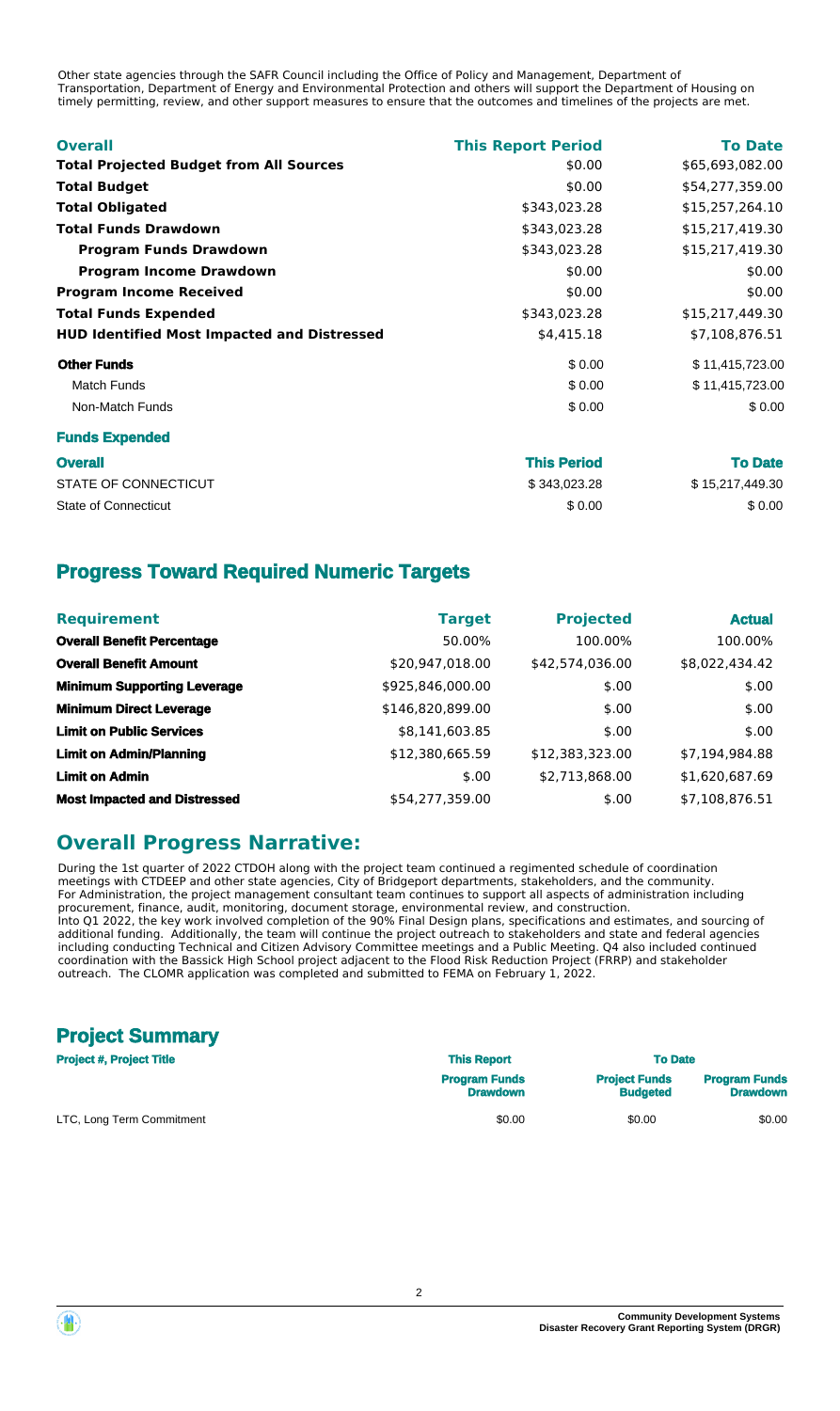Other state agencies through the SAFR Council including the Office of Policy and Management, Department of Transportation, Department of Energy and Environmental Protection and others will support the Department of Housing on timely permitting, review, and other support measures to ensure that the outcomes and timelines of the projects are met.

| Overall | This Report Period | To Date |
| --- | --- | --- |
| **Total Projected Budget from All Sources** | $0.00 | $65,693,082.00 |
| **Total Budget** | $0.00 | $54,277,359.00 |
| **Total Obligated** | $343,023.28 | $15,257,264.10 |
| **Total Funds Drawdown** | $343,023.28 | $15,217,419.30 |
| **Program Funds Drawdown** | $343,023.28 | $15,217,419.30 |
| **Program Income Drawdown** | $0.00 | $0.00 |
| **Program Income Received** | $0.00 | $0.00 |
| **Total Funds Expended** | $343,023.28 | $15,217,449.30 |
| **HUD Identified Most Impacted and Distressed** | $4,415.18 | $7,108,876.51 |
| **Other Funds** | $ 0.00 | $ 11,415,723.00 |
| Match Funds | $ 0.00 | $ 11,415,723.00 |
| Non-Match Funds | $ 0.00 | $ 0.00 |

**Funds Expended**

| Overall | This Period | To Date |
| --- | --- | --- |
| STATE OF CONNECTICUT | $ 343,023.28 | $ 15,217,449.30 |
| State of Connecticut | $ 0.00 | $ 0.00 |

## Progress Toward Required Numeric Targets

| Requirement | Target | Projected | Actual |
| --- | --- | --- | --- |
| **Overall Benefit Percentage** | 50.00% | 100.00% | 100.00% |
| **Overall Benefit Amount** | $20,947,018.00 | $42,574,036.00 | $8,022,434.42 |
| **Minimum Supporting Leverage** | $925,846,000.00 | $.00 | $.00 |
| **Minimum Direct Leverage** | $146,820,899.00 | $.00 | $.00 |
| **Limit on Public Services** | $8,141,603.85 | $.00 | $.00 |
| **Limit on Admin/Planning** | $12,380,665.59 | $12,383,323.00 | $7,194,984.88 |
| **Limit on Admin** | $.00 | $2,713,868.00 | $1,620,687.69 |
| **Most Impacted and Distressed** | $54,277,359.00 | $.00 | $7,108,876.51 |

## Overall Progress Narrative:

During the 1st quarter of 2022 CTDOH along with the project team continued a regimented schedule of coordination meetings with CTDEEP and other state agencies, City of Bridgeport departments, stakeholders, and the community.
For Administration, the project management consultant team continues to support all aspects of administration including procurement, finance, audit, monitoring, document storage, environmental review, and construction.
Into Q1 2022, the key work involved completion of the 90% Final Design plans, specifications and estimates, and sourcing of additional funding. Additionally, the team will continue the project outreach to stakeholders and state and federal agencies including conducting Technical and Citizen Advisory Committee meetings and a Public Meeting. Q4 also included continued coordination with the Bassick High School project adjacent to the Flood Risk Reduction Project (FRRP) and stakeholder outreach. The CLOMR application was completed and submitted to FEMA on February 1, 2022.

## Project Summary

| Project #, Project Title | This Report | To Date | |
| --- | --- | --- | --- |
| | Program Funds Drawdown | Project Funds Budgeted | Program Funds Drawdown |
| LTC, Long Term Commitment | $0.00 | $0.00 | $0.00 |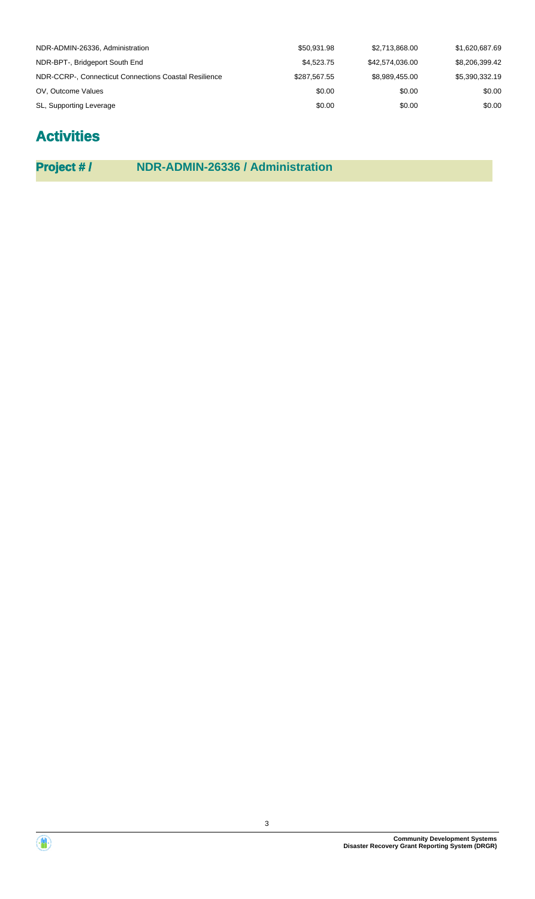| | | | |
|---|---|---|---|
| NDR-ADMIN-26336, Administration | $50,931.98 | $2,713,868.00 | $1,620,687.69 |
| NDR-BPT-, Bridgeport South End | $4,523.75 | $42,574,036.00 | $8,206,399.42 |
| NDR-CCRP-, Connecticut Connections Coastal Resilience | $287,567.55 | $8,989,455.00 | $5,390,332.19 |
| OV, Outcome Values | $0.00 | $0.00 | $0.00 |
| SL, Supporting Leverage | $0.00 | $0.00 | $0.00 |

# Activities

## Project # / NDR-ADMIN-26336 / Administration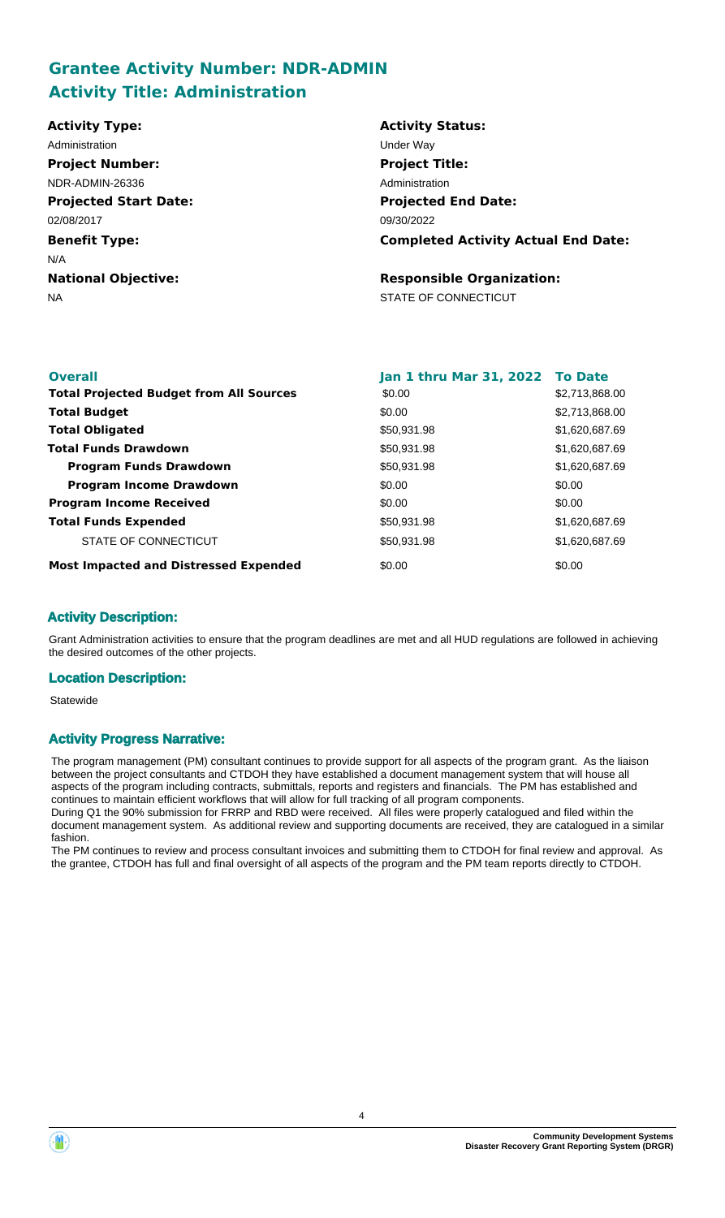## Grantee Activity Number: NDR-ADMIN
## Activity Title: Administration

**Activity Type:**
Administration

**Activity Status:**
Under Way

**Project Number:**
NDR-ADMIN-26336

**Project Title:**
Administration

**Projected Start Date:**
02/08/2017

**Projected End Date:**
09/30/2022

**Benefit Type:**
N/A

**Completed Activity Actual End Date:**

**National Objective:**
NA

**Responsible Organization:**
STATE OF CONNECTICUT

| Overall | Jan 1 thru Mar 31, 2022 | To Date |
| --- | --- | --- |
| **Total Projected Budget from All Sources** | $0.00 | $2,713,868.00 |
| **Total Budget** | $0.00 | $2,713,868.00 |
| **Total Obligated** | $50,931.98 | $1,620,687.69 |
| **Total Funds Drawdown** | $50,931.98 | $1,620,687.69 |
| **Program Funds Drawdown** | $50,931.98 | $1,620,687.69 |
| **Program Income Drawdown** | $0.00 | $0.00 |
| **Program Income Received** | $0.00 | $0.00 |
| **Total Funds Expended** | $50,931.98 | $1,620,687.69 |
| STATE OF CONNECTICUT | $50,931.98 | $1,620,687.69 |
| **Most Impacted and Distressed Expended** | $0.00 | $0.00 |

### Activity Description:

Grant Administration activities to ensure that the program deadlines are met and all HUD regulations are followed in achieving the desired outcomes of the other projects.

### Location Description:

Statewide

### Activity Progress Narrative:

The program management (PM) consultant continues to provide support for all aspects of the program grant. As the liaison between the project consultants and CTDOH they have established a document management system that will house all aspects of the program including contracts, submittals, reports and registers and financials. The PM has established and continues to maintain efficient workflows that will allow for full tracking of all program components.
During Q1 the 90% submission for FRRP and RBD were received. All files were properly catalogued and filed within the document management system. As additional review and supporting documents are received, they are catalogued in a similar fashion.
The PM continues to review and process consultant invoices and submitting them to CTDOH for final review and approval. As the grantee, CTDOH has full and final oversight of all aspects of the program and the PM team reports directly to CTDOH.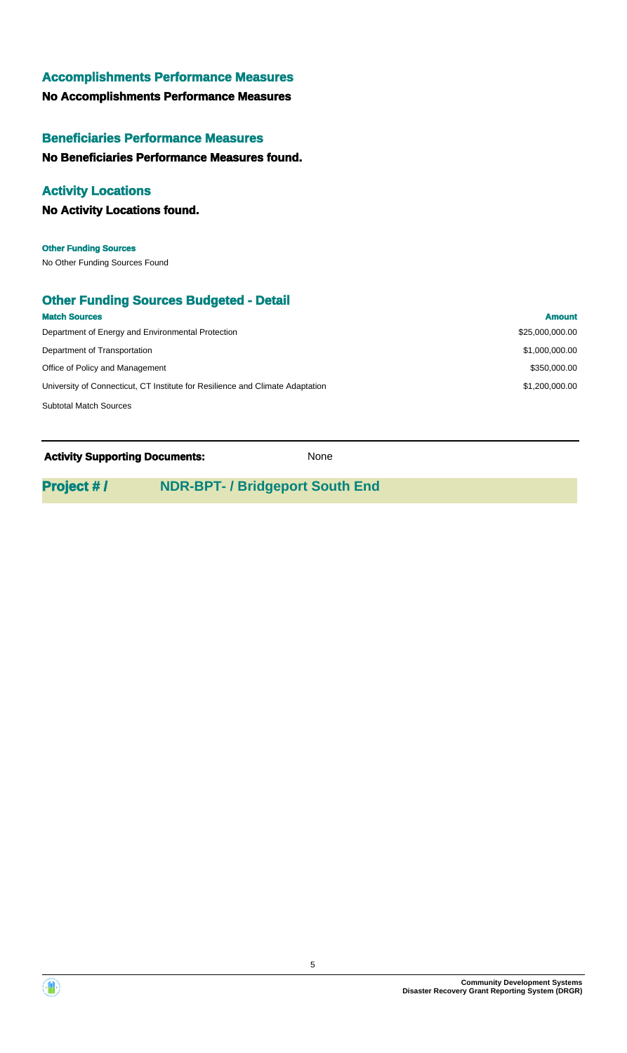## Accomplishments Performance Measures

**No Accomplishments Performance Measures**

## Beneficiaries Performance Measures

**No Beneficiaries Performance Measures found.**

## Activity Locations

**No Activity Locations found.**

#### Other Funding Sources

No Other Funding Sources Found

## Other Funding Sources Budgeted - Detail

| Match Sources | Amount |
| --- | --- |
| Department of Energy and Environmental Protection | $25,000,000.00 |
| Department of Transportation | $1,000,000.00 |
| Office of Policy and Management | $350,000.00 |
| University of Connecticut, CT Institute for Resilience and Climate Adaptation | $1,200,000.00 |
| Subtotal Match Sources | |

**Activity Supporting Documents:** None

## Project # / NDR-BPT- / Bridgeport South End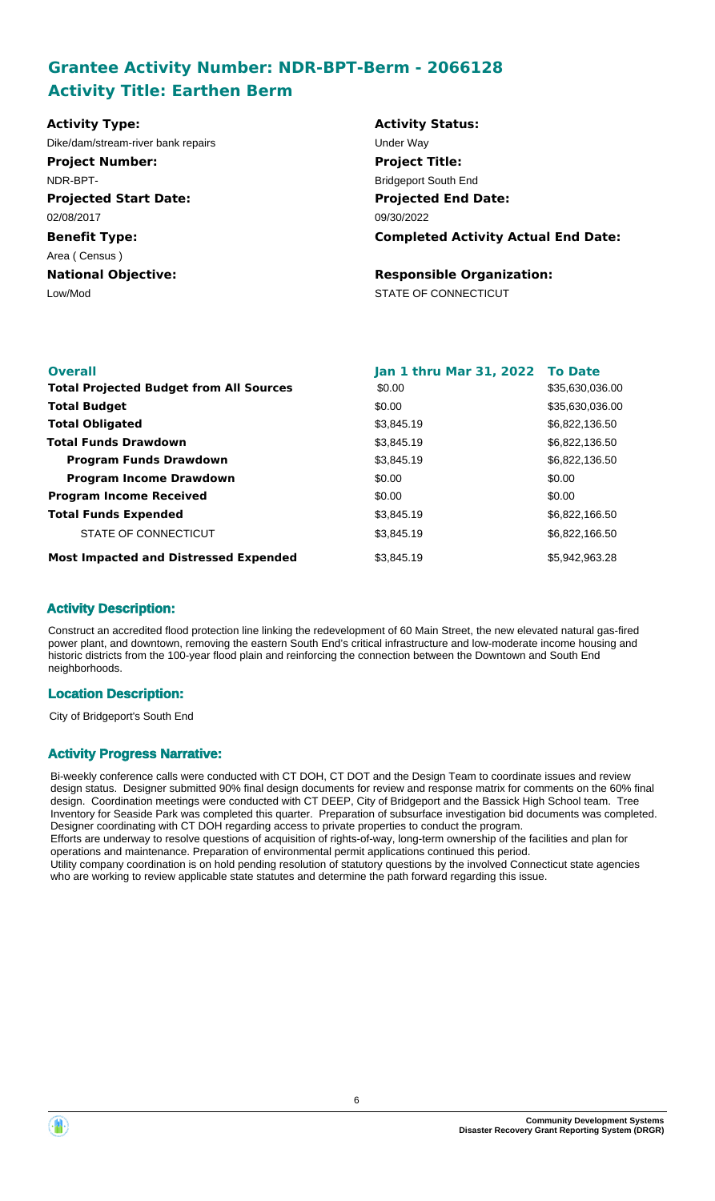## Grantee Activity Number: NDR-BPT-Berm - 2066128
## Activity Title: Earthen Berm

**Activity Type:**
Dike/dam/stream-river bank repairs

**Activity Status:**
Under Way

**Project Number:**
NDR-BPT-

**Project Title:**
Bridgeport South End

**Projected Start Date:**
02/08/2017

**Projected End Date:**
09/30/2022

**Benefit Type:**
Area ( Census )

**Completed Activity Actual End Date:**

**National Objective:**
Low/Mod

**Responsible Organization:**
STATE OF CONNECTICUT

| **Overall** | **Jan 1 thru Mar 31, 2022** | **To Date** |
|---|---|---|
| **Total Projected Budget from All Sources** | \$0.00 | \$35,630,036.00 |
| **Total Budget** | \$0.00 | \$35,630,036.00 |
| **Total Obligated** | \$3,845.19 | \$6,822,136.50 |
| **Total Funds Drawdown** | \$3,845.19 | \$6,822,136.50 |
| **Program Funds Drawdown** | \$3,845.19 | \$6,822,136.50 |
| **Program Income Drawdown** | \$0.00 | \$0.00 |
| **Program Income Received** | \$0.00 | \$0.00 |
| **Total Funds Expended** | \$3,845.19 | \$6,822,166.50 |
| STATE OF CONNECTICUT | \$3,845.19 | \$6,822,166.50 |
| **Most Impacted and Distressed Expended** | \$3,845.19 | \$5,942,963.28 |

### Activity Description:

Construct an accredited flood protection line linking the redevelopment of 60 Main Street, the new elevated natural gas-fired power plant, and downtown, removing the eastern South End's critical infrastructure and low-moderate income housing and historic districts from the 100-year flood plain and reinforcing the connection between the Downtown and South End neighborhoods.

### Location Description:

City of Bridgeport's South End

### Activity Progress Narrative:

Bi-weekly conference calls were conducted with CT DOH, CT DOT and the Design Team to coordinate issues and review design status. Designer submitted 90% final design documents for review and response matrix for comments on the 60% final design. Coordination meetings were conducted with CT DEEP, City of Bridgeport and the Bassick High School team. Tree Inventory for Seaside Park was completed this quarter. Preparation of subsurface investigation bid documents was completed. Designer coordinating with CT DOH regarding access to private properties to conduct the program.
Efforts are underway to resolve questions of acquisition of rights-of-way, long-term ownership of the facilities and plan for operations and maintenance. Preparation of environmental permit applications continued this period.
Utility company coordination is on hold pending resolution of statutory questions by the involved Connecticut state agencies who are working to review applicable state statutes and determine the path forward regarding this issue.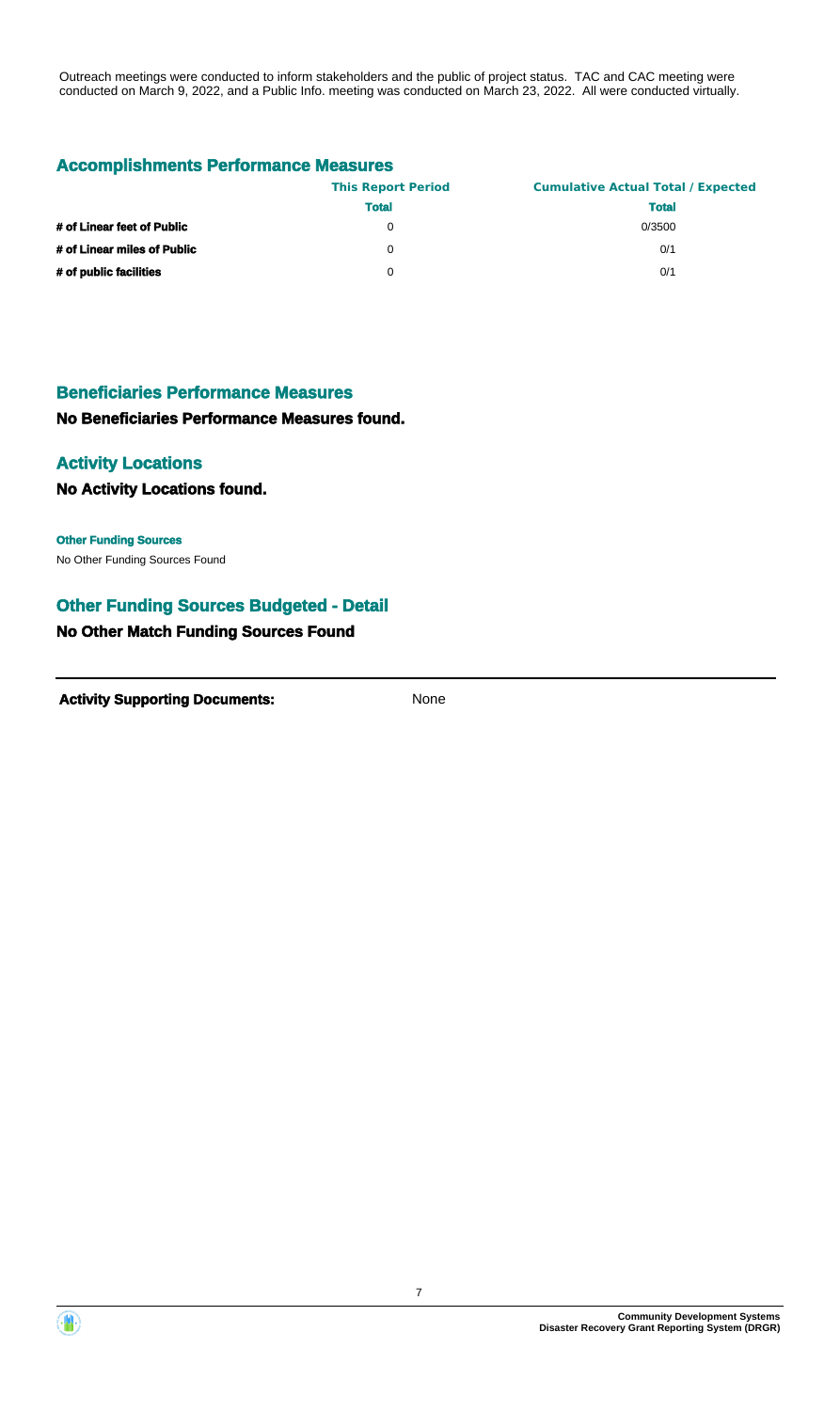Outreach meetings were conducted to inform stakeholders and the public of project status. TAC and CAC meeting were conducted on March 9, 2022, and a Public Info. meeting was conducted on March 23, 2022. All were conducted virtually.

## Accomplishments Performance Measures

| | This Report Period | Cumulative Actual Total / Expected |
|---|---|---|
| | **Total** | **Total** |
| **# of Linear feet of Public** | 0 | 0/3500 |
| **# of Linear miles of Public** | 0 | 0/1 |
| **# of public facilities** | 0 | 0/1 |

## Beneficiaries Performance Measures

**No Beneficiaries Performance Measures found.**

## Activity Locations

**No Activity Locations found.**

**Other Funding Sources**

No Other Funding Sources Found

## Other Funding Sources Budgeted - Detail

**No Other Match Funding Sources Found**

**Activity Supporting Documents:** None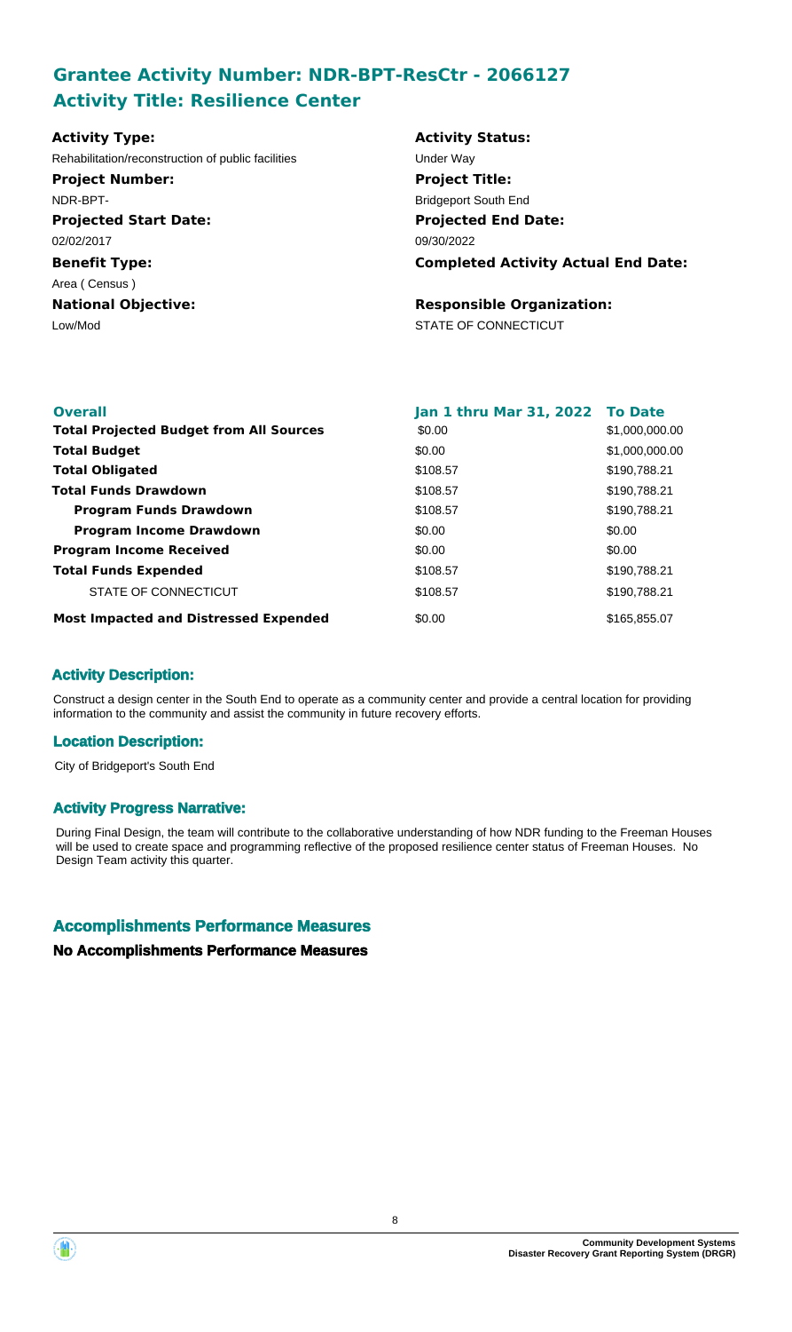## Grantee Activity Number: NDR-BPT-ResCtr - 2066127
## Activity Title: Resilience Center

**Activity Type:**
Rehabilitation/reconstruction of public facilities

**Activity Status:**
Under Way

**Project Number:**
NDR-BPT-

**Project Title:**
Bridgeport South End

**Projected Start Date:**
02/02/2017

**Projected End Date:**
09/30/2022

**Benefit Type:**
Area ( Census )

**Completed Activity Actual End Date:**

**National Objective:**
Low/Mod

**Responsible Organization:**
STATE OF CONNECTICUT

| Overall | Jan 1 thru Mar 31, 2022 | To Date |
|---|---|---|
| **Total Projected Budget from All Sources** | $0.00 | $1,000,000.00 |
| **Total Budget** | $0.00 | $1,000,000.00 |
| **Total Obligated** | $108.57 | $190,788.21 |
| **Total Funds Drawdown** | $108.57 | $190,788.21 |
| **Program Funds Drawdown** | $108.57 | $190,788.21 |
| **Program Income Drawdown** | $0.00 | $0.00 |
| **Program Income Received** | $0.00 | $0.00 |
| **Total Funds Expended** | $108.57 | $190,788.21 |
| STATE OF CONNECTICUT | $108.57 | $190,788.21 |
| **Most Impacted and Distressed Expended** | $0.00 | $165,855.07 |

### Activity Description:

Construct a design center in the South End to operate as a community center and provide a central location for providing information to the community and assist the community in future recovery efforts.

### Location Description:

City of Bridgeport's South End

### Activity Progress Narrative:

During Final Design, the team will contribute to the collaborative understanding of how NDR funding to the Freeman Houses will be used to create space and programming reflective of the proposed resilience center status of Freeman Houses. No Design Team activity this quarter.

### Accomplishments Performance Measures

**No Accomplishments Performance Measures**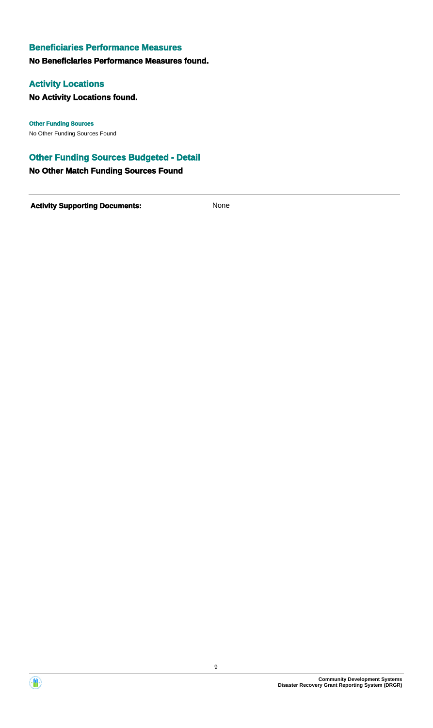## Beneficiaries Performance Measures

**No Beneficiaries Performance Measures found.**

## Activity Locations

**No Activity Locations found.**

#### Other Funding Sources

No Other Funding Sources Found

## Other Funding Sources Budgeted - Detail

**No Other Match Funding Sources Found**

---

**Activity Supporting Documents:** None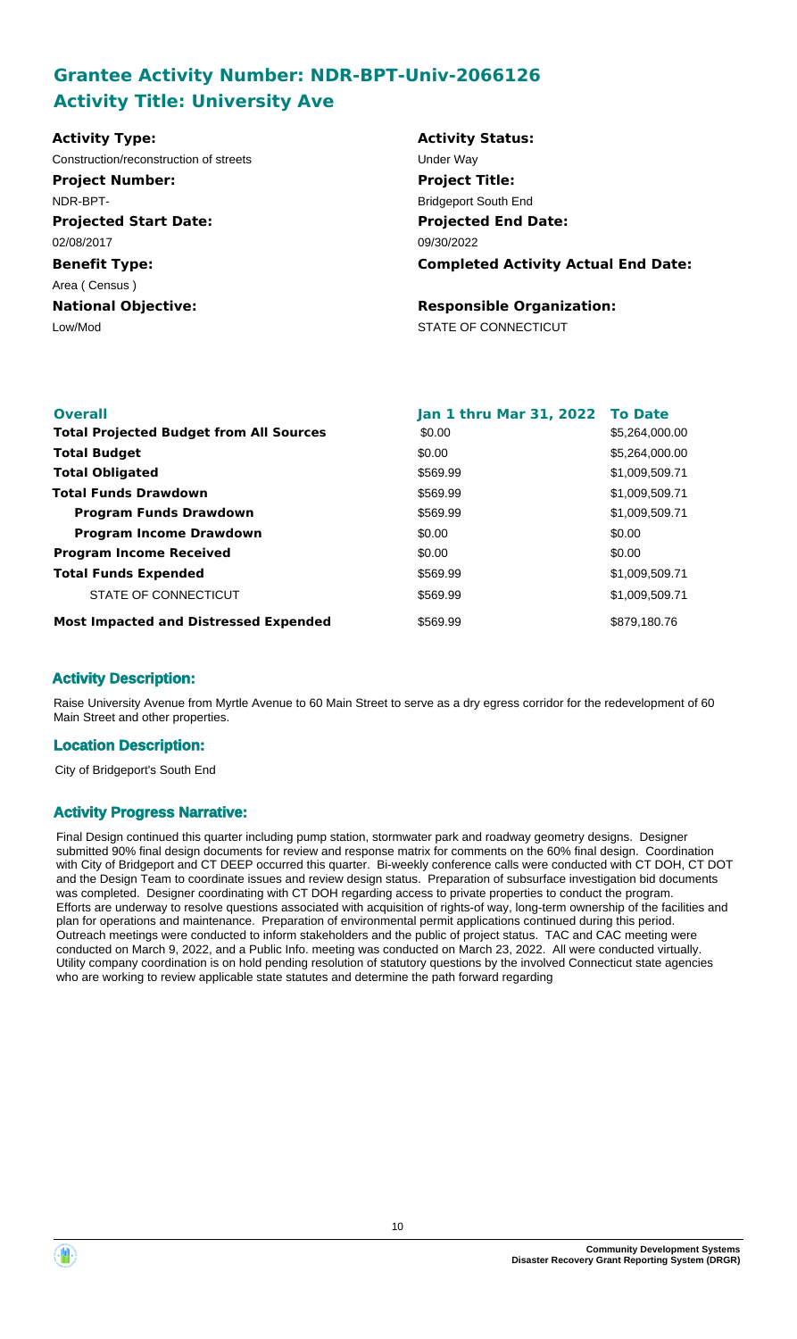## Grantee Activity Number: NDR-BPT-Univ-2066126
## Activity Title: University Ave

**Activity Type:**
Construction/reconstruction of streets

**Activity Status:**
Under Way

**Project Number:**
NDR-BPT-

**Project Title:**
Bridgeport South End

**Projected Start Date:**
02/08/2017

**Projected End Date:**
09/30/2022

**Benefit Type:**
Area ( Census )

**Completed Activity Actual End Date:**

**National Objective:**
Low/Mod

**Responsible Organization:**
STATE OF CONNECTICUT

| Overall | Jan 1 thru Mar 31, 2022 | To Date |
|---|---|---|
| **Total Projected Budget from All Sources** | $0.00 | $5,264,000.00 |
| **Total Budget** | $0.00 | $5,264,000.00 |
| **Total Obligated** | $569.99 | $1,009,509.71 |
| **Total Funds Drawdown** | $569.99 | $1,009,509.71 |
| **Program Funds Drawdown** | $569.99 | $1,009,509.71 |
| **Program Income Drawdown** | $0.00 | $0.00 |
| **Program Income Received** | $0.00 | $0.00 |
| **Total Funds Expended** | $569.99 | $1,009,509.71 |
| STATE OF CONNECTICUT | $569.99 | $1,009,509.71 |
| **Most Impacted and Distressed Expended** | $569.99 | $879,180.76 |

### Activity Description:

Raise University Avenue from Myrtle Avenue to 60 Main Street to serve as a dry egress corridor for the redevelopment of 60 Main Street and other properties.

### Location Description:

City of Bridgeport's South End

### Activity Progress Narrative:

Final Design continued this quarter including pump station, stormwater park and roadway geometry designs. Designer submitted 90% final design documents for review and response matrix for comments on the 60% final design. Coordination with City of Bridgeport and CT DEEP occurred this quarter. Bi-weekly conference calls were conducted with CT DOH, CT DOT and the Design Team to coordinate issues and review design status. Preparation of subsurface investigation bid documents was completed. Designer coordinating with CT DOH regarding access to private properties to conduct the program. Efforts are underway to resolve questions associated with acquisition of rights-of way, long-term ownership of the facilities and plan for operations and maintenance. Preparation of environmental permit applications continued during this period. Outreach meetings were conducted to inform stakeholders and the public of project status. TAC and CAC meeting were conducted on March 9, 2022, and a Public Info. meeting was conducted on March 23, 2022. All were conducted virtually. Utility company coordination is on hold pending resolution of statutory questions by the involved Connecticut state agencies who are working to review applicable state statutes and determine the path forward regarding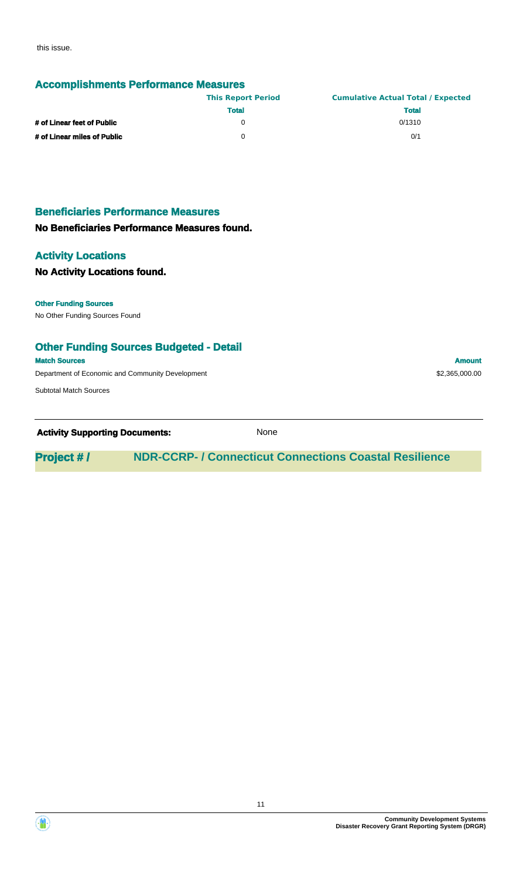this issue.

## Accomplishments Performance Measures

| | This Report Period | Cumulative Actual Total / Expected |
|---|---|---|
| | Total | Total |
| **# of Linear feet of Public** | 0 | 0/1310 |
| **# of Linear miles of Public** | 0 | 0/1 |

## Beneficiaries Performance Measures

**No Beneficiaries Performance Measures found.**

## Activity Locations

**No Activity Locations found.**

**Other Funding Sources**

No Other Funding Sources Found

## Other Funding Sources Budgeted - Detail

| Match Sources | Amount |
|---|---|
| Department of Economic and Community Development | $2,365,000.00 |
| Subtotal Match Sources | |

**Activity Supporting Documents:** None

## Project # / NDR-CCRP- / Connecticut Connections Coastal Resilience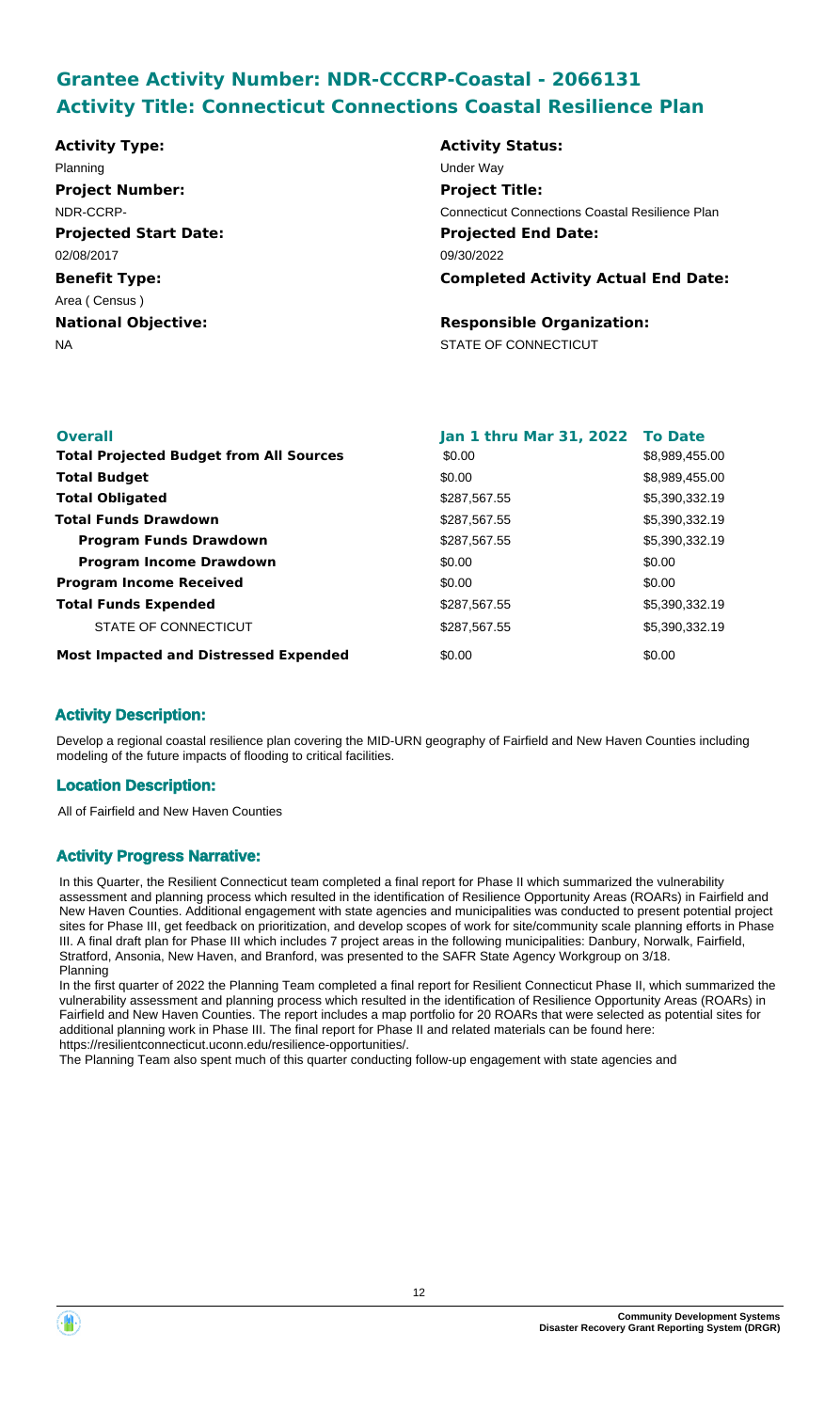## Grantee Activity Number: NDR-CCCRP-Coastal - 2066131
## Activity Title: Connecticut Connections Coastal Resilience Plan

| | |
|---|---|
| **Activity Type:** | **Activity Status:** |
| Planning | Under Way |
| **Project Number:** | **Project Title:** |
| NDR-CCRP- | Connecticut Connections Coastal Resilience Plan |
| **Projected Start Date:** | **Projected End Date:** |
| 02/08/2017 | 09/30/2022 |
| **Benefit Type:** | **Completed Activity Actual End Date:** |
| Area ( Census ) | |
| **National Objective:** | **Responsible Organization:** |
| NA | STATE OF CONNECTICUT |

| **Overall** | **Jan 1 thru Mar 31, 2022** | **To Date** |
|---|---|---|
| **Total Projected Budget from All Sources** | $0.00 | $8,989,455.00 |
| **Total Budget** | $0.00 | $8,989,455.00 |
| **Total Obligated** | $287,567.55 | $5,390,332.19 |
| **Total Funds Drawdown** | $287,567.55 | $5,390,332.19 |
| **Program Funds Drawdown** | $287,567.55 | $5,390,332.19 |
| **Program Income Drawdown** | $0.00 | $0.00 |
| **Program Income Received** | $0.00 | $0.00 |
| **Total Funds Expended** | $287,567.55 | $5,390,332.19 |
| STATE OF CONNECTICUT | $287,567.55 | $5,390,332.19 |
| **Most Impacted and Distressed Expended** | $0.00 | $0.00 |

### Activity Description:

Develop a regional coastal resilience plan covering the MID-URN geography of Fairfield and New Haven Counties including modeling of the future impacts of flooding to critical facilities.

### Location Description:

All of Fairfield and New Haven Counties

### Activity Progress Narrative:

In this Quarter, the Resilient Connecticut team completed a final report for Phase II which summarized the vulnerability assessment and planning process which resulted in the identification of Resilience Opportunity Areas (ROARs) in Fairfield and New Haven Counties. Additional engagement with state agencies and municipalities was conducted to present potential project sites for Phase III, get feedback on prioritization, and develop scopes of work for site/community scale planning efforts in Phase III. A final draft plan for Phase III which includes 7 project areas in the following municipalities: Danbury, Norwalk, Fairfield, Stratford, Ansonia, New Haven, and Branford, was presented to the SAFR State Agency Workgroup on 3/18.
Planning
In the first quarter of 2022 the Planning Team completed a final report for Resilient Connecticut Phase II, which summarized the vulnerability assessment and planning process which resulted in the identification of Resilience Opportunity Areas (ROARs) in Fairfield and New Haven Counties. The report includes a map portfolio for 20 ROARs that were selected as potential sites for additional planning work in Phase III. The final report for Phase II and related materials can be found here: https://resilientconnecticut.uconn.edu/resilience-opportunities/.
The Planning Team also spent much of this quarter conducting follow-up engagement with state agencies and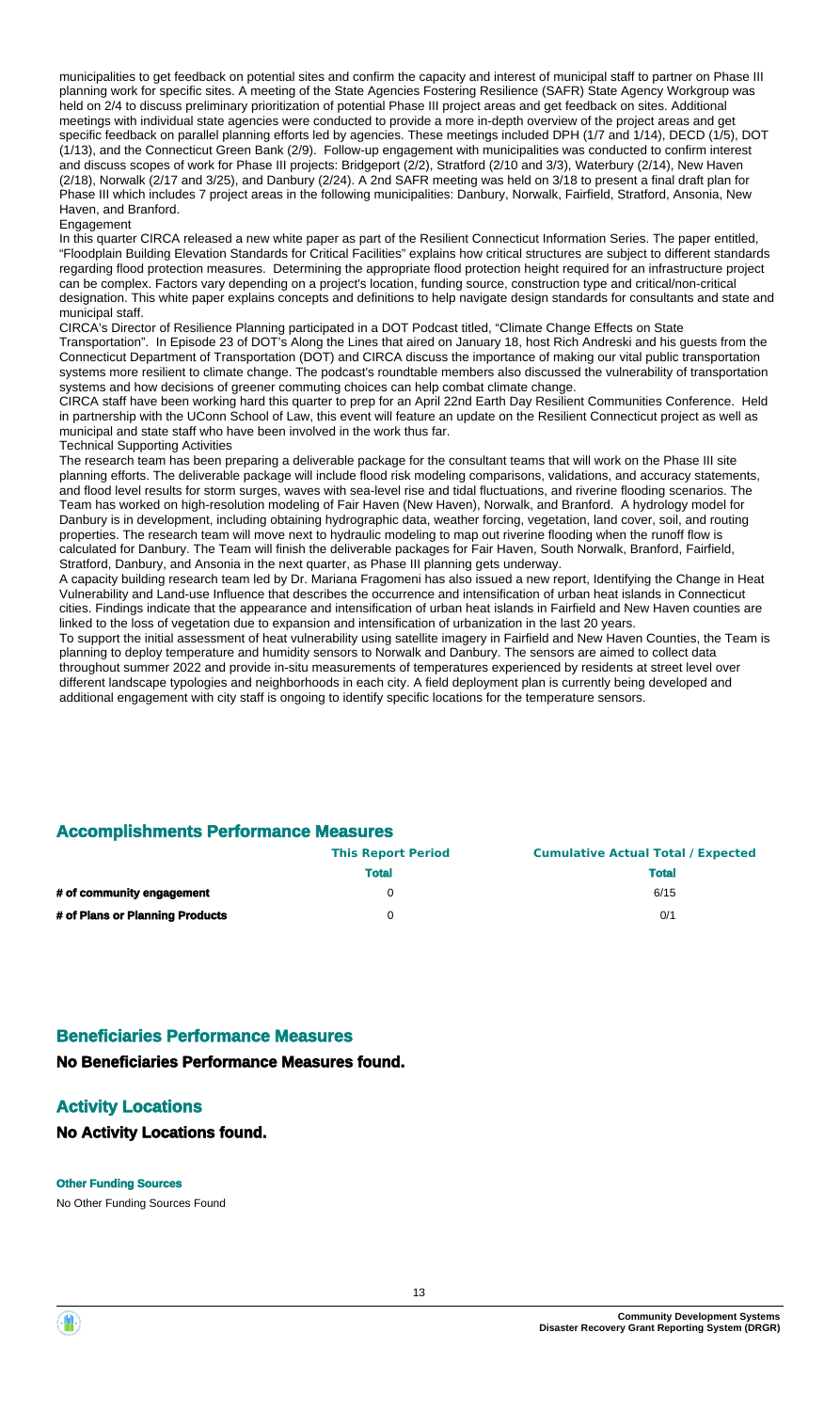municipalities to get feedback on potential sites and confirm the capacity and interest of municipal staff to partner on Phase III planning work for specific sites. A meeting of the State Agencies Fostering Resilience (SAFR) State Agency Workgroup was held on 2/4 to discuss preliminary prioritization of potential Phase III project areas and get feedback on sites. Additional meetings with individual state agencies were conducted to provide a more in-depth overview of the project areas and get specific feedback on parallel planning efforts led by agencies. These meetings included DPH (1/7 and 1/14), DECD (1/5), DOT (1/13), and the Connecticut Green Bank (2/9). Follow-up engagement with municipalities was conducted to confirm interest and discuss scopes of work for Phase III projects: Bridgeport (2/2), Stratford (2/10 and 3/3), Waterbury (2/14), New Haven (2/18), Norwalk (2/17 and 3/25), and Danbury (2/24). A 2nd SAFR meeting was held on 3/18 to present a final draft plan for Phase III which includes 7 project areas in the following municipalities: Danbury, Norwalk, Fairfield, Stratford, Ansonia, New Haven, and Branford.

Engagement

In this quarter CIRCA released a new white paper as part of the Resilient Connecticut Information Series. The paper entitled, "Floodplain Building Elevation Standards for Critical Facilities" explains how critical structures are subject to different standards regarding flood protection measures. Determining the appropriate flood protection height required for an infrastructure project can be complex. Factors vary depending on a project's location, funding source, construction type and critical/non-critical designation. This white paper explains concepts and definitions to help navigate design standards for consultants and state and municipal staff.

CIRCA's Director of Resilience Planning participated in a DOT Podcast titled, "Climate Change Effects on State Transportation". In Episode 23 of DOT's Along the Lines that aired on January 18, host Rich Andreski and his guests from the Connecticut Department of Transportation (DOT) and CIRCA discuss the importance of making our vital public transportation systems more resilient to climate change. The podcast's roundtable members also discussed the vulnerability of transportation systems and how decisions of greener commuting choices can help combat climate change.

CIRCA staff have been working hard this quarter to prep for an April 22nd Earth Day Resilient Communities Conference. Held in partnership with the UConn School of Law, this event will feature an update on the Resilient Connecticut project as well as municipal and state staff who have been involved in the work thus far.

Technical Supporting Activities

The research team has been preparing a deliverable package for the consultant teams that will work on the Phase III site planning efforts. The deliverable package will include flood risk modeling comparisons, validations, and accuracy statements, and flood level results for storm surges, waves with sea-level rise and tidal fluctuations, and riverine flooding scenarios. The Team has worked on high-resolution modeling of Fair Haven (New Haven), Norwalk, and Branford. A hydrology model for Danbury is in development, including obtaining hydrographic data, weather forcing, vegetation, land cover, soil, and routing properties. The research team will move next to hydraulic modeling to map out riverine flooding when the runoff flow is calculated for Danbury. The Team will finish the deliverable packages for Fair Haven, South Norwalk, Branford, Fairfield, Stratford, Danbury, and Ansonia in the next quarter, as Phase III planning gets underway.

A capacity building research team led by Dr. Mariana Fragomeni has also issued a new report, Identifying the Change in Heat Vulnerability and Land-use Influence that describes the occurrence and intensification of urban heat islands in Connecticut cities. Findings indicate that the appearance and intensification of urban heat islands in Fairfield and New Haven counties are linked to the loss of vegetation due to expansion and intensification of urbanization in the last 20 years.

To support the initial assessment of heat vulnerability using satellite imagery in Fairfield and New Haven Counties, the Team is planning to deploy temperature and humidity sensors to Norwalk and Danbury. The sensors are aimed to collect data throughout summer 2022 and provide in-situ measurements of temperatures experienced by residents at street level over different landscape typologies and neighborhoods in each city. A field deployment plan is currently being developed and additional engagement with city staff is ongoing to identify specific locations for the temperature sensors.

## Accomplishments Performance Measures

| | This Report Period | Cumulative Actual Total / Expected |
|---|---|---|
| | **Total** | **Total** |
| **# of community engagement** | 0 | 6/15 |
| **# of Plans or Planning Products** | 0 | 0/1 |

## Beneficiaries Performance Measures

**No Beneficiaries Performance Measures found.**

## Activity Locations

**No Activity Locations found.**

#### Other Funding Sources

No Other Funding Sources Found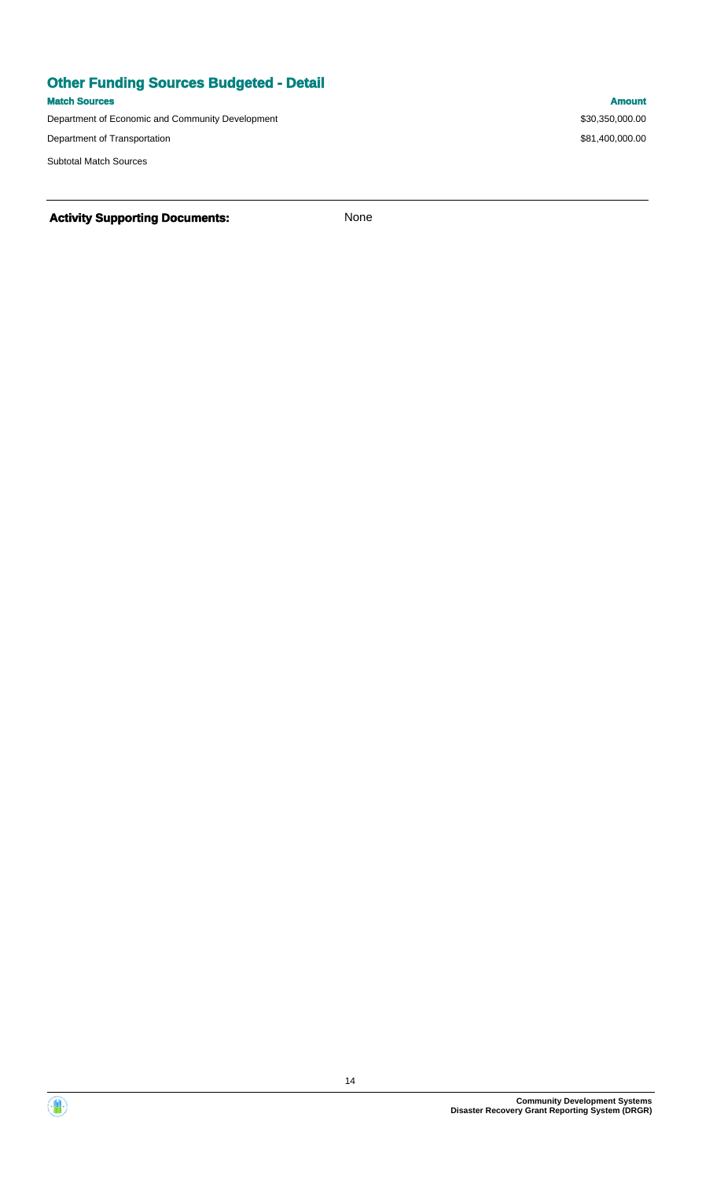## Other Funding Sources Budgeted - Detail

| Match Sources | Amount |
| --- | --- |
| Department of Economic and Community Development | $30,350,000.00 |
| Department of Transportation | $81,400,000.00 |
| Subtotal Match Sources | |

**Activity Supporting Documents:** None